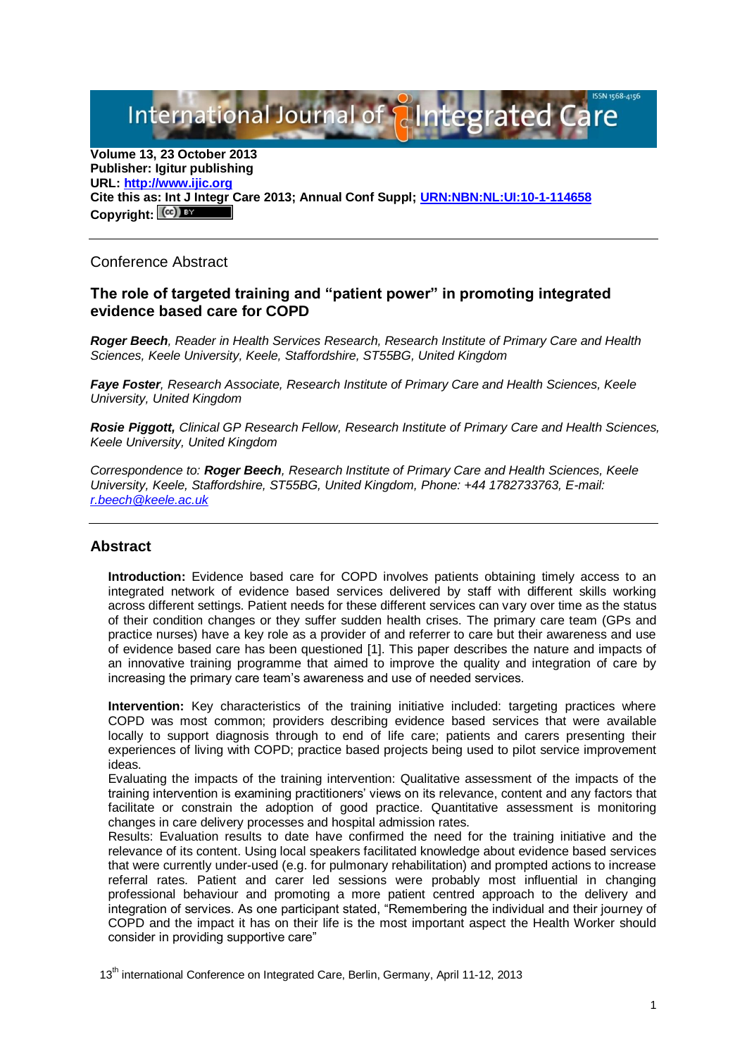Volume 13, 23 October 2013
**Publisher: Igitur publishing**
**URL: [http://www.ijic.org](http://www.ijic.org)**
**Cite this as: Int J Integr Care 2013; Annual Conf Suppl; [URN:NBN:NL:UI:10-1-114658](URN:NBN:NL:UI:10-1-114658)**
**Copyright:** (cc) BY

---

Conference Abstract

## The role of targeted training and "patient power" in promoting integrated evidence based care for COPD

***Roger Beech****, Reader in Health Services Research, Research Institute of Primary Care and Health Sciences, Keele University, Keele, Staffordshire, ST55BG, United Kingdom*

***Faye Foster****, Research Associate, Research Institute of Primary Care and Health Sciences, Keele University, United Kingdom*

***Rosie Piggott,*** *Clinical GP Research Fellow, Research Institute of Primary Care and Health Sciences, Keele University, United Kingdom*

*Correspondence to:* ***Roger Beech****, Research Institute of Primary Care and Health Sciences, Keele University, Keele, Staffordshire, ST55BG, United Kingdom, Phone: +44 1782733763, E-mail: [r.beech@keele.ac.uk](mailto:r.beech@keele.ac.uk)*

---

## Abstract

**Introduction:** Evidence based care for COPD involves patients obtaining timely access to an integrated network of evidence based services delivered by staff with different skills working across different settings. Patient needs for these different services can vary over time as the status of their condition changes or they suffer sudden health crises. The primary care team (GPs and practice nurses) have a key role as a provider of and referrer to care but their awareness and use of evidence based care has been questioned [1]. This paper describes the nature and impacts of an innovative training programme that aimed to improve the quality and integration of care by increasing the primary care team's awareness and use of needed services.

**Intervention:** Key characteristics of the training initiative included: targeting practices where COPD was most common; providers describing evidence based services that were available locally to support diagnosis through to end of life care; patients and carers presenting their experiences of living with COPD; practice based projects being used to pilot service improvement ideas.

Evaluating the impacts of the training intervention: Qualitative assessment of the impacts of the training intervention is examining practitioners' views on its relevance, content and any factors that facilitate or constrain the adoption of good practice. Quantitative assessment is monitoring changes in care delivery processes and hospital admission rates.

Results: Evaluation results to date have confirmed the need for the training initiative and the relevance of its content. Using local speakers facilitated knowledge about evidence based services that were currently under-used (e.g. for pulmonary rehabilitation) and prompted actions to increase referral rates. Patient and carer led sessions were probably most influential in changing professional behaviour and promoting a more patient centred approach to the delivery and integration of services. As one participant stated, "Remembering the individual and their journey of COPD and the impact it has on their life is the most important aspect the Health Worker should consider in providing supportive care"

13th international Conference on Integrated Care, Berlin, Germany, April 11-12, 2013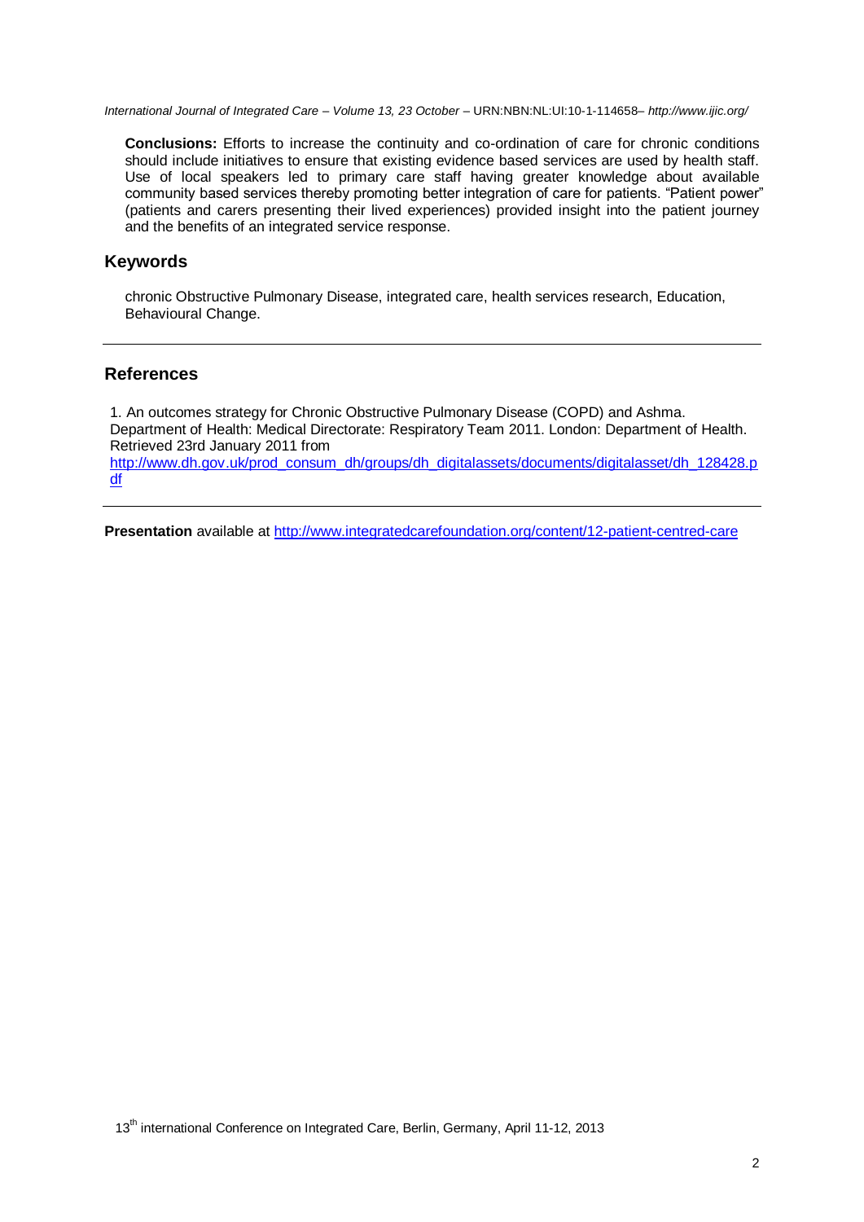**Conclusions:** Efforts to increase the continuity and co-ordination of care for chronic conditions should include initiatives to ensure that existing evidence based services are used by health staff. Use of local speakers led to primary care staff having greater knowledge about available community based services thereby promoting better integration of care for patients. "Patient power" (patients and carers presenting their lived experiences) provided insight into the patient journey and the benefits of an integrated service response.

## Keywords

chronic Obstructive Pulmonary Disease, integrated care, health services research, Education, Behavioural Change.

---

## References

1. An outcomes strategy for Chronic Obstructive Pulmonary Disease (COPD) and Ashma. Department of Health: Medical Directorate: Respiratory Team 2011. London: Department of Health. Retrieved 23rd January 2011 from http://www.dh.gov.uk/prod_consum_dh/groups/dh_digitalassets/documents/digitalasset/dh_128428.pdf

---

**Presentation** available at http://www.integratedcarefoundation.org/content/12-patient-centred-care

13th international Conference on Integrated Care, Berlin, Germany, April 11-12, 2013